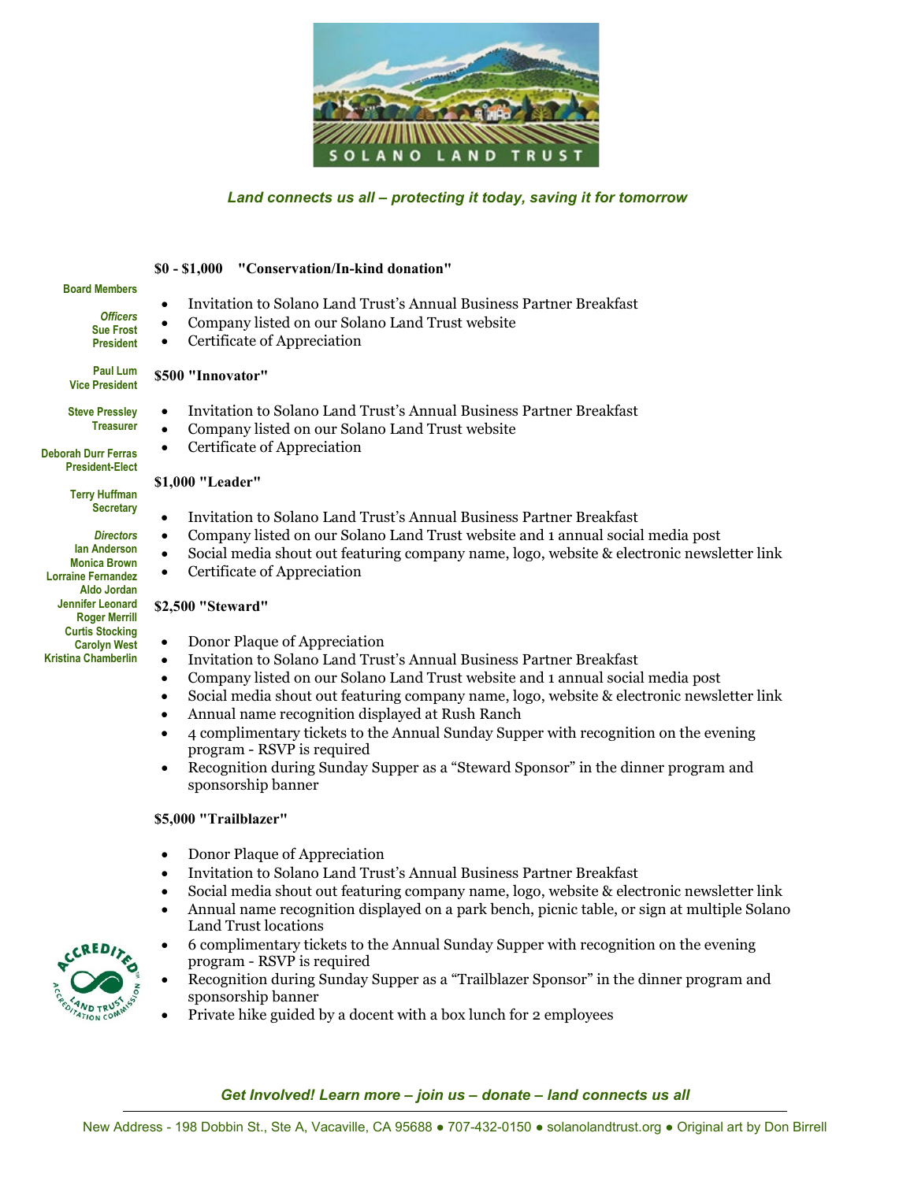*Land connects us all – protecting it today, saving it for tomorrow*

**Board Members**

*Officers*
Sue Frost
President

Paul Lum
Vice President

Steve Pressley
Treasurer

Deborah Durr Ferras
President-Elect

Terry Huffman
Secretary

*Directors*
Ian Anderson
Monica Brown
Lorraine Fernandez
Aldo Jordan
Jennifer Leonard
Roger Merrill
Curtis Stocking
Carolyn West
Kristina Chamberlin

**$0 - $1,000 "Conservation/In-kind donation"**

- Invitation to Solano Land Trust's Annual Business Partner Breakfast
- Company listed on our Solano Land Trust website
- Certificate of Appreciation

**$500 "Innovator"**

- Invitation to Solano Land Trust's Annual Business Partner Breakfast
- Company listed on our Solano Land Trust website
- Certificate of Appreciation

**$1,000 "Leader"**

- Invitation to Solano Land Trust's Annual Business Partner Breakfast
- Company listed on our Solano Land Trust website and 1 annual social media post
- Social media shout out featuring company name, logo, website & electronic newsletter link
- Certificate of Appreciation

**$2,500 "Steward"**

- Donor Plaque of Appreciation
- Invitation to Solano Land Trust's Annual Business Partner Breakfast
- Company listed on our Solano Land Trust website and 1 annual social media post
- Social media shout out featuring company name, logo, website & electronic newsletter link
- Annual name recognition displayed at Rush Ranch
- 4 complimentary tickets to the Annual Sunday Supper with recognition on the evening program - RSVP is required
- Recognition during Sunday Supper as a "Steward Sponsor" in the dinner program and sponsorship banner

**$5,000 "Trailblazer"**

- Donor Plaque of Appreciation
- Invitation to Solano Land Trust's Annual Business Partner Breakfast
- Social media shout out featuring company name, logo, website & electronic newsletter link
- Annual name recognition displayed on a park bench, picnic table, or sign at multiple Solano Land Trust locations
- 6 complimentary tickets to the Annual Sunday Supper with recognition on the evening program - RSVP is required
- Recognition during Sunday Supper as a "Trailblazer Sponsor" in the dinner program and sponsorship banner
- Private hike guided by a docent with a box lunch for 2 employees

*Get Involved! Learn more – join us – donate – land connects us all*

New Address - 198 Dobbin St., Ste A, Vacaville, CA 95688 ● 707-432-0150 ● solanolandtrust.org ● Original art by Don Birrell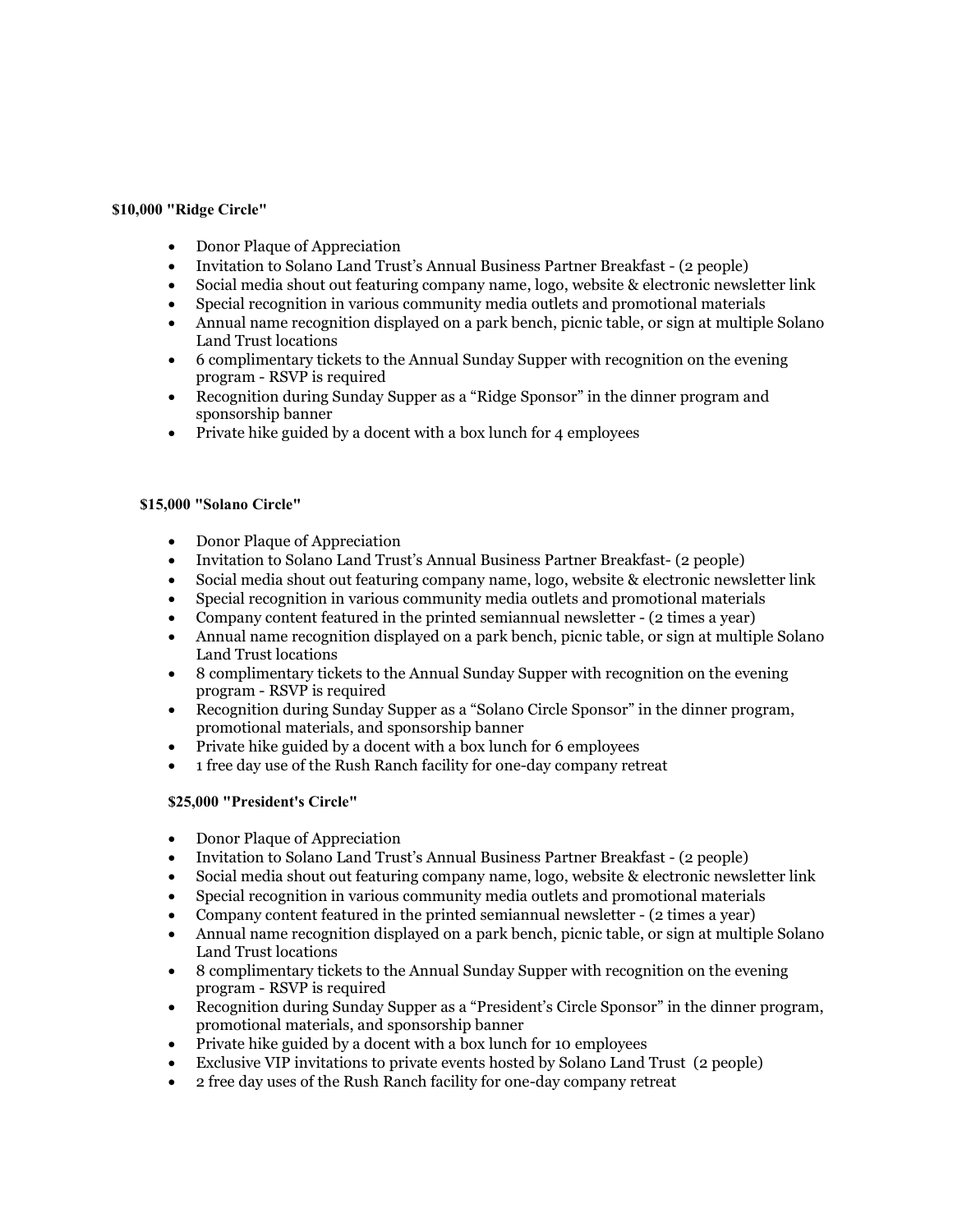**$10,000 "Ridge Circle"**

- Donor Plaque of Appreciation
- Invitation to Solano Land Trust's Annual Business Partner Breakfast - (2 people)
- Social media shout out featuring company name, logo, website & electronic newsletter link
- Special recognition in various community media outlets and promotional materials
- Annual name recognition displayed on a park bench, picnic table, or sign at multiple Solano Land Trust locations
- 6 complimentary tickets to the Annual Sunday Supper with recognition on the evening program - RSVP is required
- Recognition during Sunday Supper as a "Ridge Sponsor" in the dinner program and sponsorship banner
- Private hike guided by a docent with a box lunch for 4 employees

**$15,000 "Solano Circle"**

- Donor Plaque of Appreciation
- Invitation to Solano Land Trust's Annual Business Partner Breakfast- (2 people)
- Social media shout out featuring company name, logo, website & electronic newsletter link
- Special recognition in various community media outlets and promotional materials
- Company content featured in the printed semiannual newsletter - (2 times a year)
- Annual name recognition displayed on a park bench, picnic table, or sign at multiple Solano Land Trust locations
- 8 complimentary tickets to the Annual Sunday Supper with recognition on the evening program - RSVP is required
- Recognition during Sunday Supper as a "Solano Circle Sponsor" in the dinner program, promotional materials, and sponsorship banner
- Private hike guided by a docent with a box lunch for 6 employees
- 1 free day use of the Rush Ranch facility for one-day company retreat

**$25,000 "President's Circle"**

- Donor Plaque of Appreciation
- Invitation to Solano Land Trust's Annual Business Partner Breakfast - (2 people)
- Social media shout out featuring company name, logo, website & electronic newsletter link
- Special recognition in various community media outlets and promotional materials
- Company content featured in the printed semiannual newsletter - (2 times a year)
- Annual name recognition displayed on a park bench, picnic table, or sign at multiple Solano Land Trust locations
- 8 complimentary tickets to the Annual Sunday Supper with recognition on the evening program - RSVP is required
- Recognition during Sunday Supper as a "President's Circle Sponsor" in the dinner program, promotional materials, and sponsorship banner
- Private hike guided by a docent with a box lunch for 10 employees
- Exclusive VIP invitations to private events hosted by Solano Land Trust (2 people)
- 2 free day uses of the Rush Ranch facility for one-day company retreat